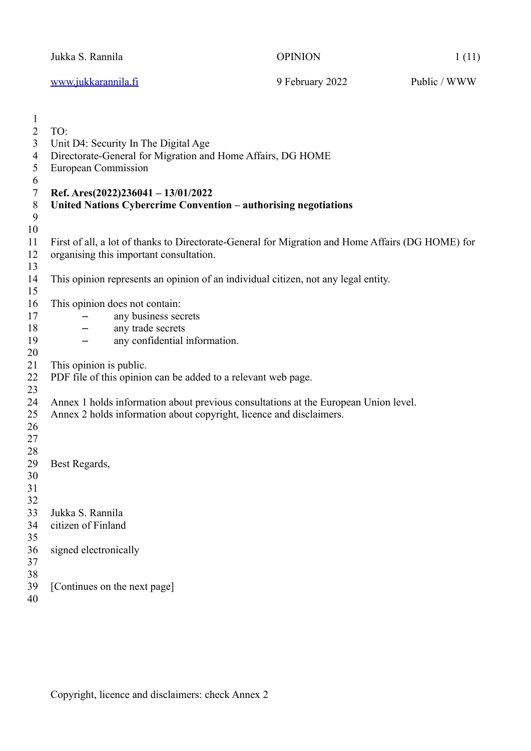TO:
Unit D4: Security In The Digital Age
Directorate-General for Migration and Home Affairs, DG HOME
European Commission

**Ref. Ares(2022)236041 – 13/01/2022**
**United Nations Cybercrime Convention – authorising negotiations**

First of all, a lot of thanks to Directorate-General for Migration and Home Affairs (DG HOME) for organising this important consultation.

This opinion represents an opinion of an individual citizen, not any legal entity.

This opinion does not contain:

- any business secrets
- any trade secrets
- any confidential information.

This opinion is public.
PDF file of this opinion can be added to a relevant web page.

Annex 1 holds information about previous consultations at the European Union level.
Annex 2 holds information about copyright, licence and disclaimers.

Best Regards,

Jukka S. Rannila
citizen of Finland

signed electronically

[Continues on the next page]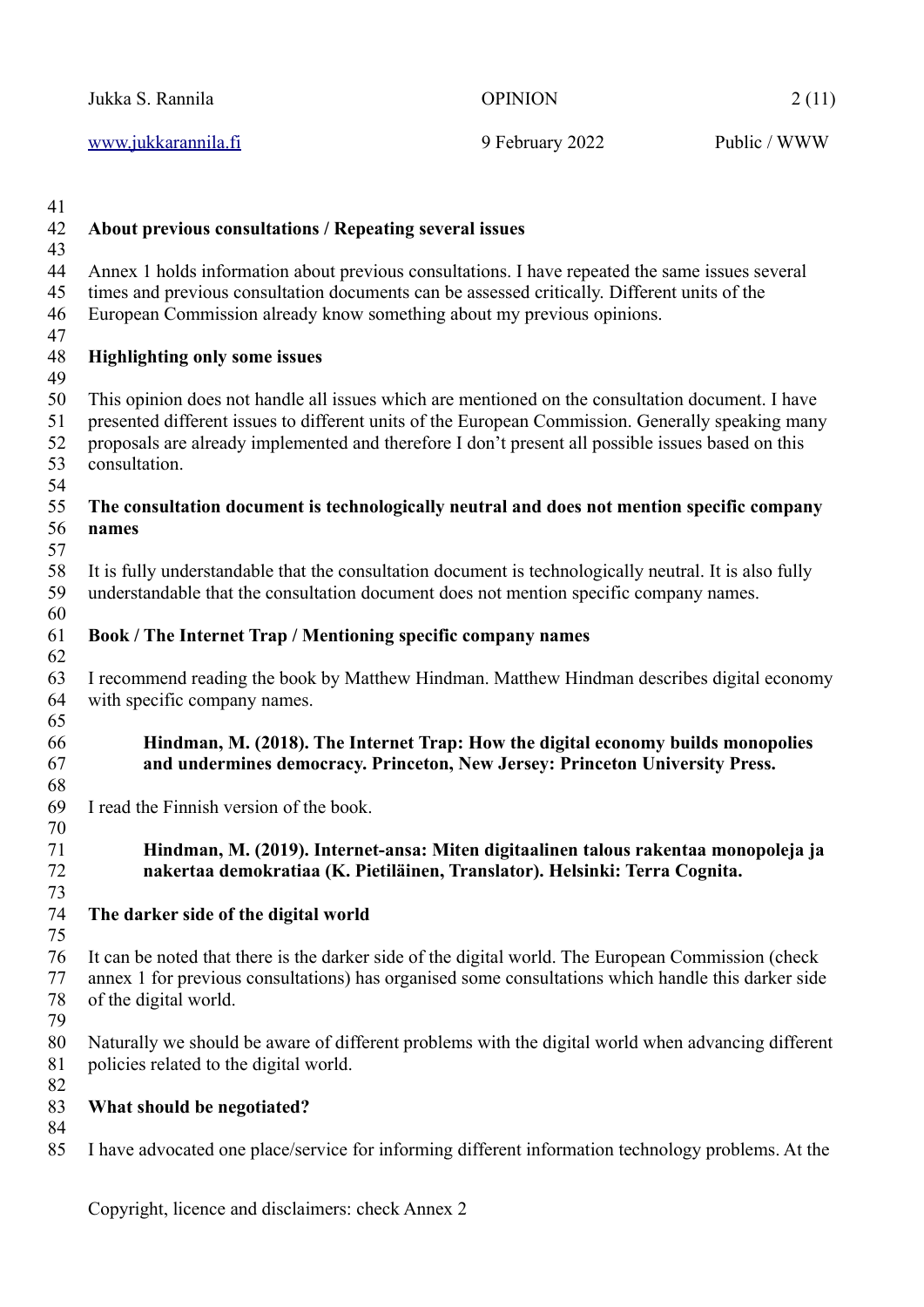**About previous consultations / Repeating several issues**

Annex 1 holds information about previous consultations. I have repeated the same issues several times and previous consultation documents can be assessed critically. Different units of the European Commission already know something about my previous opinions.

**Highlighting only some issues**

This opinion does not handle all issues which are mentioned on the consultation document. I have presented different issues to different units of the European Commission. Generally speaking many proposals are already implemented and therefore I don't present all possible issues based on this consultation.

**The consultation document is technologically neutral and does not mention specific company names**

It is fully understandable that the consultation document is technologically neutral. It is also fully understandable that the consultation document does not mention specific company names.

**Book / The Internet Trap / Mentioning specific company names**

I recommend reading the book by Matthew Hindman. Matthew Hindman describes digital economy with specific company names.

> **Hindman, M. (2018). The Internet Trap: How the digital economy builds monopolies and undermines democracy. Princeton, New Jersey: Princeton University Press.**

I read the Finnish version of the book.

> **Hindman, M. (2019). Internet-ansa: Miten digitaalinen talous rakentaa monopoleja ja nakertaa demokratiaa (K. Pietiläinen, Translator). Helsinki: Terra Cognita.**

**The darker side of the digital world**

It can be noted that there is the darker side of the digital world. The European Commission (check annex 1 for previous consultations) has organised some consultations which handle this darker side of the digital world.

Naturally we should be aware of different problems with the digital world when advancing different policies related to the digital world.

**What should be negotiated?**

I have advocated one place/service for informing different information technology problems. At the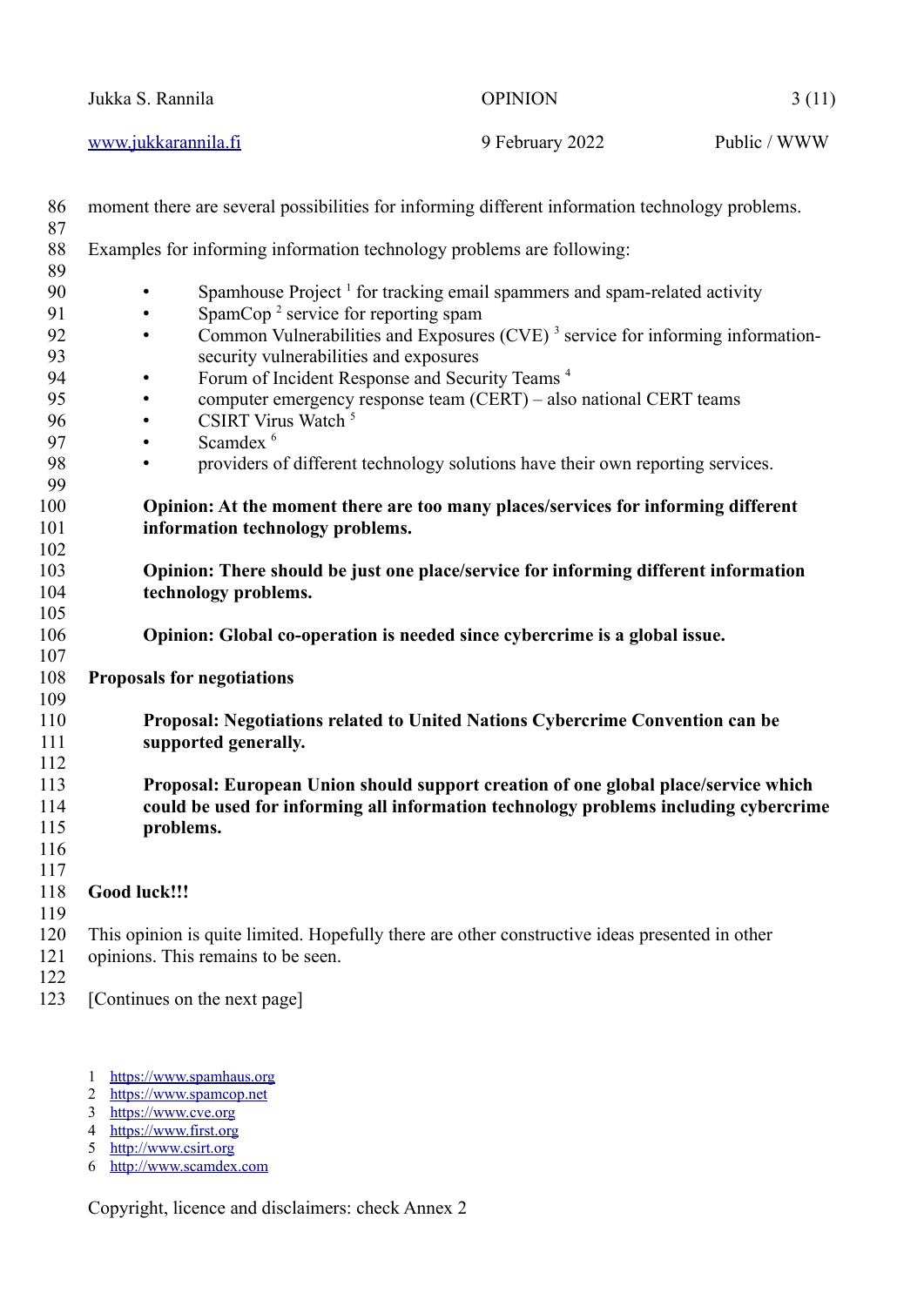moment there are several possibilities for informing different information technology problems.

Examples for informing information technology problems are following:

- Spamhouse Project [1] for tracking email spammers and spam-related activity
- SpamCop [2] service for reporting spam
- Common Vulnerabilities and Exposures (CVE) [3] service for informing information-security vulnerabilities and exposures
- Forum of Incident Response and Security Teams [4]
- computer emergency response team (CERT) – also national CERT teams
- CSIRT Virus Watch [5]
- Scamdex [6]
- providers of different technology solutions have their own reporting services.

**Opinion: At the moment there are too many places/services for informing different information technology problems.**

**Opinion: There should be just one place/service for informing different information technology problems.**

**Opinion: Global co-operation is needed since cybercrime is a global issue.**

**Proposals for negotiations**

**Proposal: Negotiations related to United Nations Cybercrime Convention can be supported generally.**

**Proposal: European Union should support creation of one global place/service which could be used for informing all information technology problems including cybercrime problems.**

**Good luck!!!**

This opinion is quite limited. Hopefully there are other constructive ideas presented in other opinions. This remains to be seen.

[Continues on the next page]

1 https://www.spamhaus.org
2 https://www.spamcop.net
3 https://www.cve.org
4 https://www.first.org
5 http://www.csirt.org
6 http://www.scamdex.com

Copyright, licence and disclaimers: check Annex 2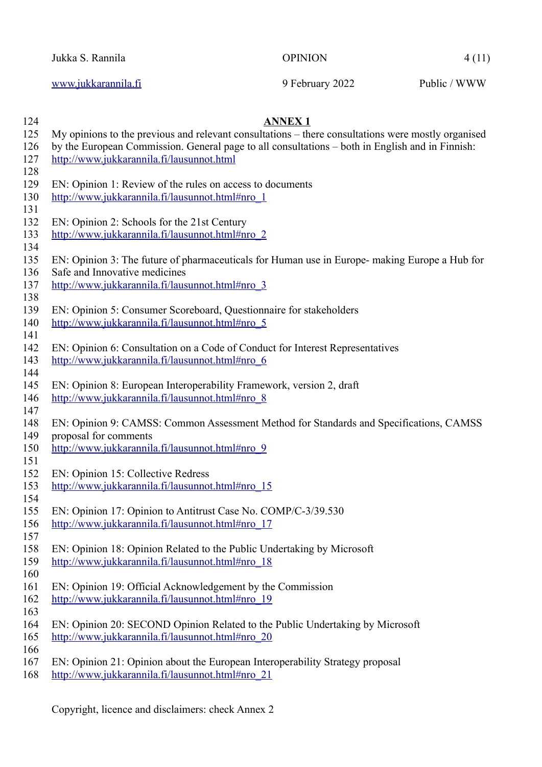## ANNEX 1

My opinions to the previous and relevant consultations – there consultations were mostly organised by the European Commission. General page to all consultations – both in English and in Finnish: http://www.jukkarannila.fi/lausunnot.html

EN: Opinion 1: Review of the rules on access to documents
http://www.jukkarannila.fi/lausunnot.html#nro_1

EN: Opinion 2: Schools for the 21st Century
http://www.jukkarannila.fi/lausunnot.html#nro_2

EN: Opinion 3: The future of pharmaceuticals for Human use in Europe- making Europe a Hub for Safe and Innovative medicines
http://www.jukkarannila.fi/lausunnot.html#nro_3

EN: Opinion 5: Consumer Scoreboard, Questionnaire for stakeholders
http://www.jukkarannila.fi/lausunnot.html#nro_5

EN: Opinion 6: Consultation on a Code of Conduct for Interest Representatives
http://www.jukkarannila.fi/lausunnot.html#nro_6

EN: Opinion 8: European Interoperability Framework, version 2, draft
http://www.jukkarannila.fi/lausunnot.html#nro_8

EN: Opinion 9: CAMSS: Common Assessment Method for Standards and Specifications, CAMSS proposal for comments
http://www.jukkarannila.fi/lausunnot.html#nro_9

EN: Opinion 15: Collective Redress
http://www.jukkarannila.fi/lausunnot.html#nro_15

EN: Opinion 17: Opinion to Antitrust Case No. COMP/C-3/39.530
http://www.jukkarannila.fi/lausunnot.html#nro_17

EN: Opinion 18: Opinion Related to the Public Undertaking by Microsoft
http://www.jukkarannila.fi/lausunnot.html#nro_18

EN: Opinion 19: Official Acknowledgement by the Commission
http://www.jukkarannila.fi/lausunnot.html#nro_19

EN: Opinion 20: SECOND Opinion Related to the Public Undertaking by Microsoft
http://www.jukkarannila.fi/lausunnot.html#nro_20

EN: Opinion 21: Opinion about the European Interoperability Strategy proposal
http://www.jukkarannila.fi/lausunnot.html#nro_21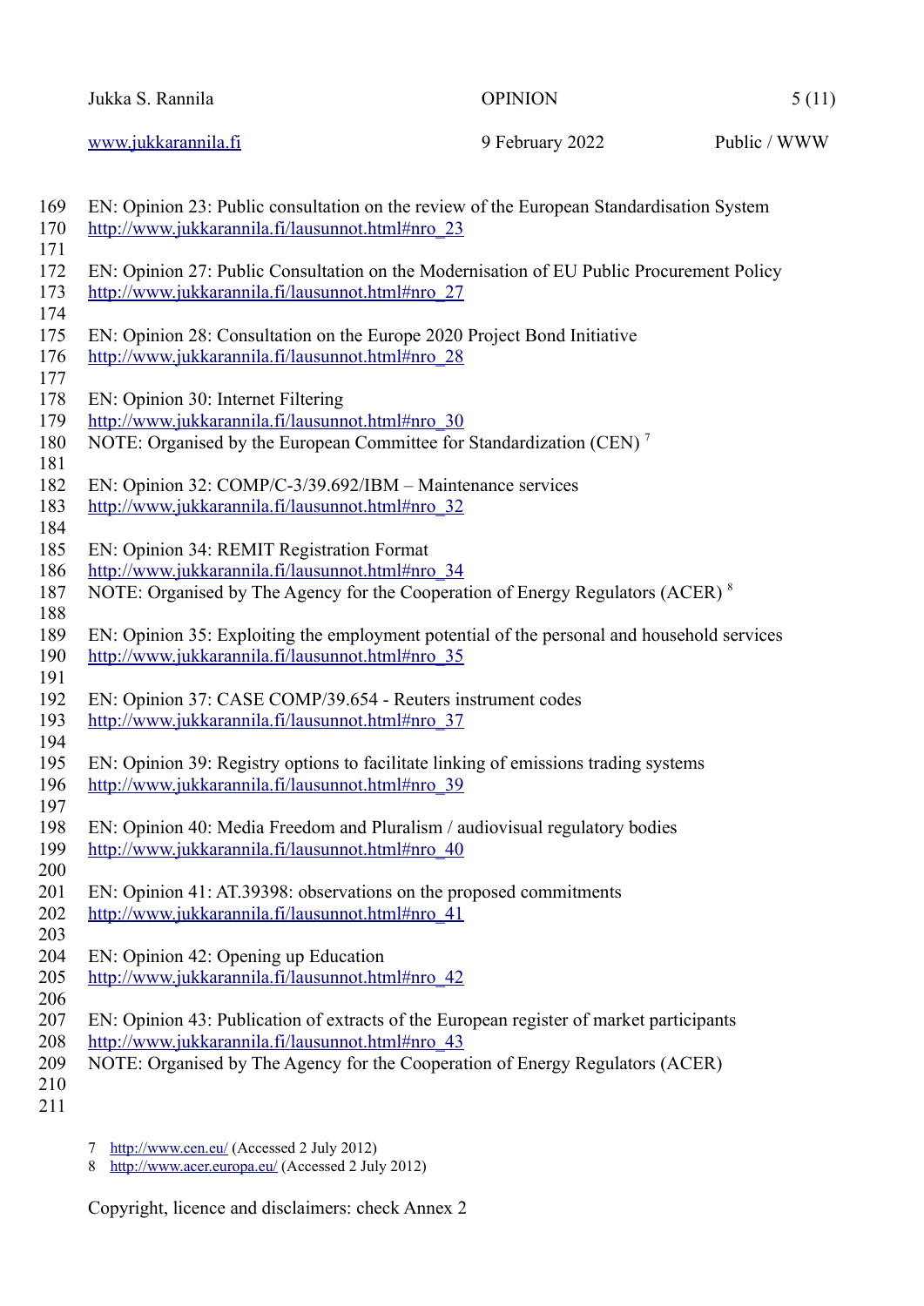EN: Opinion 23: Public consultation on the review of the European Standardisation System
http://www.jukkarannila.fi/lausunnot.html#nro_23

EN: Opinion 27: Public Consultation on the Modernisation of EU Public Procurement Policy
http://www.jukkarannila.fi/lausunnot.html#nro_27

EN: Opinion 28: Consultation on the Europe 2020 Project Bond Initiative
http://www.jukkarannila.fi/lausunnot.html#nro_28

EN: Opinion 30: Internet Filtering
http://www.jukkarannila.fi/lausunnot.html#nro_30
NOTE: Organised by the European Committee for Standardization (CEN) [7]

EN: Opinion 32: COMP/C-3/39.692/IBM – Maintenance services
http://www.jukkarannila.fi/lausunnot.html#nro_32

EN: Opinion 34: REMIT Registration Format
http://www.jukkarannila.fi/lausunnot.html#nro_34
NOTE: Organised by The Agency for the Cooperation of Energy Regulators (ACER) [8]

EN: Opinion 35: Exploiting the employment potential of the personal and household services
http://www.jukkarannila.fi/lausunnot.html#nro_35

EN: Opinion 37: CASE COMP/39.654 - Reuters instrument codes
http://www.jukkarannila.fi/lausunnot.html#nro_37

EN: Opinion 39: Registry options to facilitate linking of emissions trading systems
http://www.jukkarannila.fi/lausunnot.html#nro_39

EN: Opinion 40: Media Freedom and Pluralism / audiovisual regulatory bodies
http://www.jukkarannila.fi/lausunnot.html#nro_40

EN: Opinion 41: AT.39398: observations on the proposed commitments
http://www.jukkarannila.fi/lausunnot.html#nro_41

EN: Opinion 42: Opening up Education
http://www.jukkarannila.fi/lausunnot.html#nro_42

EN: Opinion 43: Publication of extracts of the European register of market participants
http://www.jukkarannila.fi/lausunnot.html#nro_43
NOTE: Organised by The Agency for the Cooperation of Energy Regulators (ACER)

7 http://www.cen.eu/ (Accessed 2 July 2012)
8 http://www.acer.europa.eu/ (Accessed 2 July 2012)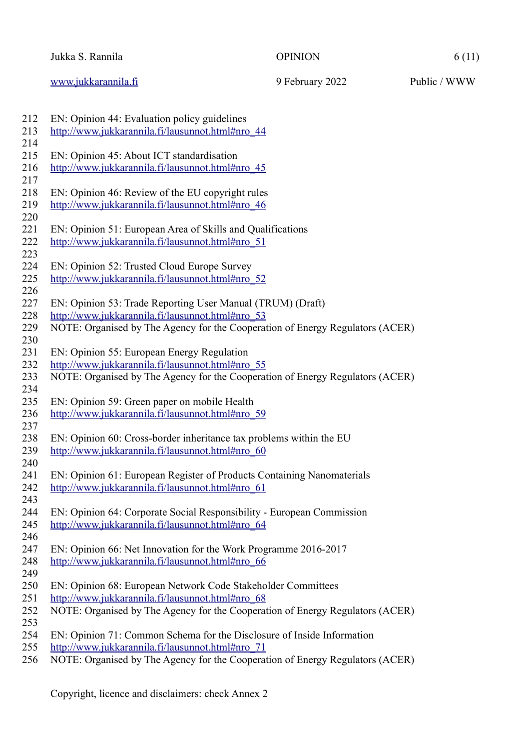EN: Opinion 44: Evaluation policy guidelines
http://www.jukkarannila.fi/lausunnot.html#nro_44

EN: Opinion 45: About ICT standardisation
http://www.jukkarannila.fi/lausunnot.html#nro_45

EN: Opinion 46: Review of the EU copyright rules
http://www.jukkarannila.fi/lausunnot.html#nro_46

EN: Opinion 51: European Area of Skills and Qualifications
http://www.jukkarannila.fi/lausunnot.html#nro_51

EN: Opinion 52: Trusted Cloud Europe Survey
http://www.jukkarannila.fi/lausunnot.html#nro_52

EN: Opinion 53: Trade Reporting User Manual (TRUM) (Draft)
http://www.jukkarannila.fi/lausunnot.html#nro_53
NOTE: Organised by The Agency for the Cooperation of Energy Regulators (ACER)

EN: Opinion 55: European Energy Regulation
http://www.jukkarannila.fi/lausunnot.html#nro_55
NOTE: Organised by The Agency for the Cooperation of Energy Regulators (ACER)

EN: Opinion 59: Green paper on mobile Health
http://www.jukkarannila.fi/lausunnot.html#nro_59

EN: Opinion 60: Cross-border inheritance tax problems within the EU
http://www.jukkarannila.fi/lausunnot.html#nro_60

EN: Opinion 61: European Register of Products Containing Nanomaterials
http://www.jukkarannila.fi/lausunnot.html#nro_61

EN: Opinion 64: Corporate Social Responsibility - European Commission
http://www.jukkarannila.fi/lausunnot.html#nro_64

EN: Opinion 66: Net Innovation for the Work Programme 2016-2017
http://www.jukkarannila.fi/lausunnot.html#nro_66

EN: Opinion 68: European Network Code Stakeholder Committees
http://www.jukkarannila.fi/lausunnot.html#nro_68
NOTE: Organised by The Agency for the Cooperation of Energy Regulators (ACER)

EN: Opinion 71: Common Schema for the Disclosure of Inside Information
http://www.jukkarannila.fi/lausunnot.html#nro_71
NOTE: Organised by The Agency for the Cooperation of Energy Regulators (ACER)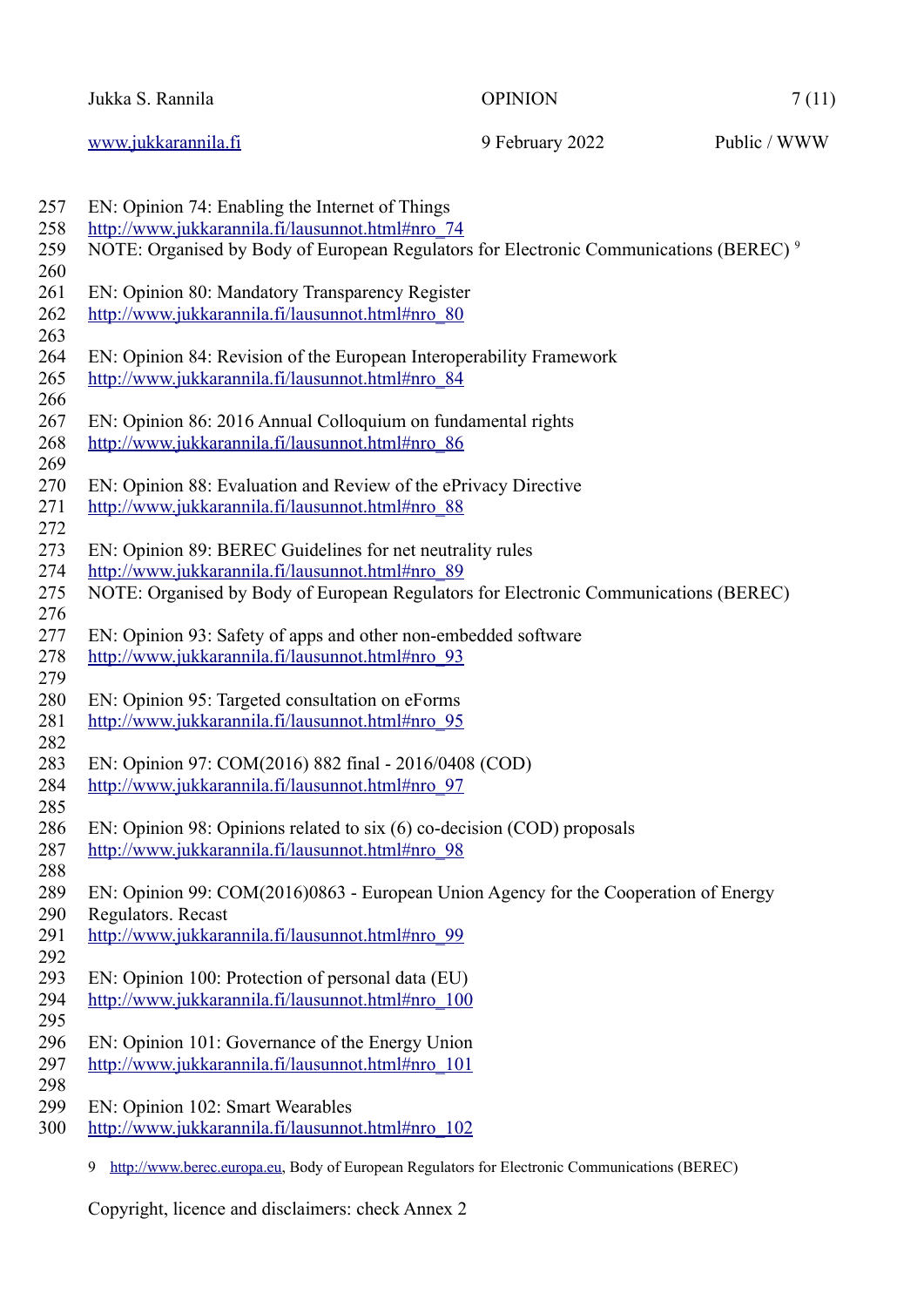EN: Opinion 74: Enabling the Internet of Things
http://www.jukkarannila.fi/lausunnot.html#nro_74
NOTE: Organised by Body of European Regulators for Electronic Communications (BEREC) [9]

EN: Opinion 80: Mandatory Transparency Register
http://www.jukkarannila.fi/lausunnot.html#nro_80

EN: Opinion 84: Revision of the European Interoperability Framework
http://www.jukkarannila.fi/lausunnot.html#nro_84

EN: Opinion 86: 2016 Annual Colloquium on fundamental rights
http://www.jukkarannila.fi/lausunnot.html#nro_86

EN: Opinion 88: Evaluation and Review of the ePrivacy Directive
http://www.jukkarannila.fi/lausunnot.html#nro_88

EN: Opinion 89: BEREC Guidelines for net neutrality rules
http://www.jukkarannila.fi/lausunnot.html#nro_89
NOTE: Organised by Body of European Regulators for Electronic Communications (BEREC)

EN: Opinion 93: Safety of apps and other non-embedded software
http://www.jukkarannila.fi/lausunnot.html#nro_93

EN: Opinion 95: Targeted consultation on eForms
http://www.jukkarannila.fi/lausunnot.html#nro_95

EN: Opinion 97: COM(2016) 882 final - 2016/0408 (COD)
http://www.jukkarannila.fi/lausunnot.html#nro_97

EN: Opinion 98: Opinions related to six (6) co-decision (COD) proposals
http://www.jukkarannila.fi/lausunnot.html#nro_98

EN: Opinion 99: COM(2016)0863 - European Union Agency for the Cooperation of Energy Regulators. Recast
http://www.jukkarannila.fi/lausunnot.html#nro_99

EN: Opinion 100: Protection of personal data (EU)
http://www.jukkarannila.fi/lausunnot.html#nro_100

EN: Opinion 101: Governance of the Energy Union
http://www.jukkarannila.fi/lausunnot.html#nro_101

EN: Opinion 102: Smart Wearables
http://www.jukkarannila.fi/lausunnot.html#nro_102

9 http://www.berec.europa.eu, Body of European Regulators for Electronic Communications (BEREC)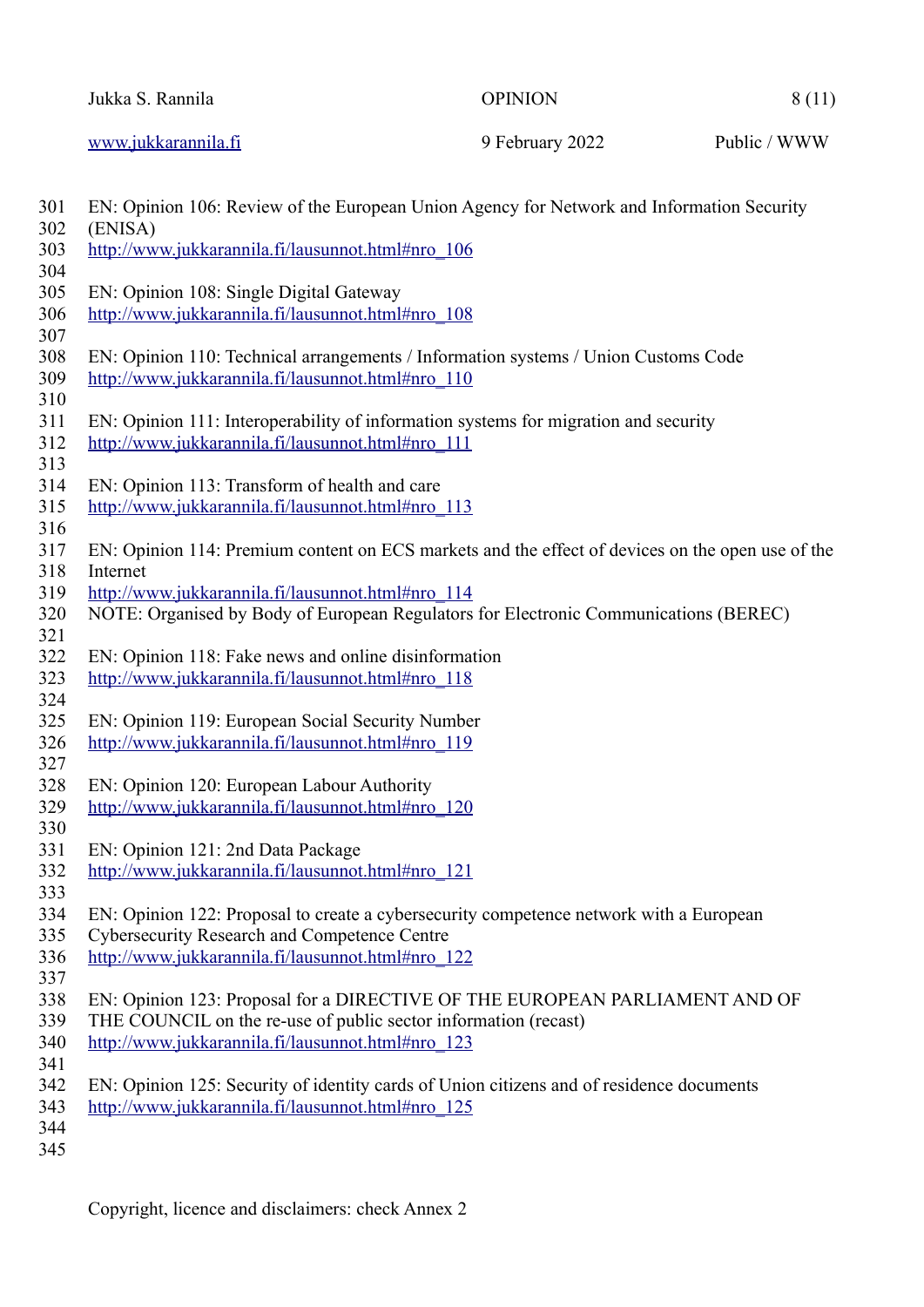EN: Opinion 106: Review of the European Union Agency for Network and Information Security (ENISA)
http://www.jukkarannila.fi/lausunnot.html#nro_106

EN: Opinion 108: Single Digital Gateway
http://www.jukkarannila.fi/lausunnot.html#nro_108

EN: Opinion 110: Technical arrangements / Information systems / Union Customs Code
http://www.jukkarannila.fi/lausunnot.html#nro_110

EN: Opinion 111: Interoperability of information systems for migration and security
http://www.jukkarannila.fi/lausunnot.html#nro_111

EN: Opinion 113: Transform of health and care
http://www.jukkarannila.fi/lausunnot.html#nro_113

EN: Opinion 114: Premium content on ECS markets and the effect of devices on the open use of the Internet
http://www.jukkarannila.fi/lausunnot.html#nro_114
NOTE: Organised by Body of European Regulators for Electronic Communications (BEREC)

EN: Opinion 118: Fake news and online disinformation
http://www.jukkarannila.fi/lausunnot.html#nro_118

EN: Opinion 119: European Social Security Number
http://www.jukkarannila.fi/lausunnot.html#nro_119

EN: Opinion 120: European Labour Authority
http://www.jukkarannila.fi/lausunnot.html#nro_120

EN: Opinion 121: 2nd Data Package
http://www.jukkarannila.fi/lausunnot.html#nro_121

EN: Opinion 122: Proposal to create a cybersecurity competence network with a European Cybersecurity Research and Competence Centre
http://www.jukkarannila.fi/lausunnot.html#nro_122

EN: Opinion 123: Proposal for a DIRECTIVE OF THE EUROPEAN PARLIAMENT AND OF THE COUNCIL on the re-use of public sector information (recast)
http://www.jukkarannila.fi/lausunnot.html#nro_123

EN: Opinion 125: Security of identity cards of Union citizens and of residence documents
http://www.jukkarannila.fi/lausunnot.html#nro_125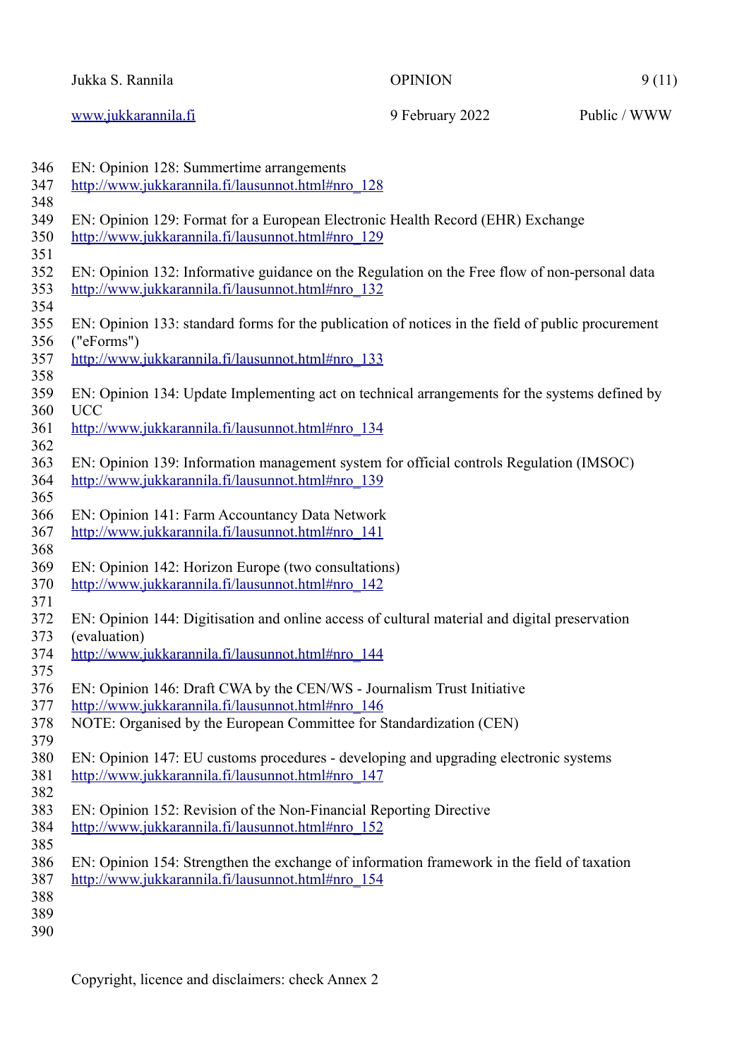EN: Opinion 128: Summertime arrangements
http://www.jukkarannila.fi/lausunnot.html#nro_128

EN: Opinion 129: Format for a European Electronic Health Record (EHR) Exchange
http://www.jukkarannila.fi/lausunnot.html#nro_129

EN: Opinion 132: Informative guidance on the Regulation on the Free flow of non-personal data
http://www.jukkarannila.fi/lausunnot.html#nro_132

EN: Opinion 133: standard forms for the publication of notices in the field of public procurement ("eForms")
http://www.jukkarannila.fi/lausunnot.html#nro_133

EN: Opinion 134: Update Implementing act on technical arrangements for the systems defined by UCC
http://www.jukkarannila.fi/lausunnot.html#nro_134

EN: Opinion 139: Information management system for official controls Regulation (IMSOC)
http://www.jukkarannila.fi/lausunnot.html#nro_139

EN: Opinion 141: Farm Accountancy Data Network
http://www.jukkarannila.fi/lausunnot.html#nro_141

EN: Opinion 142: Horizon Europe (two consultations)
http://www.jukkarannila.fi/lausunnot.html#nro_142

EN: Opinion 144: Digitisation and online access of cultural material and digital preservation (evaluation)
http://www.jukkarannila.fi/lausunnot.html#nro_144

EN: Opinion 146: Draft CWA by the CEN/WS - Journalism Trust Initiative
http://www.jukkarannila.fi/lausunnot.html#nro_146
NOTE: Organised by the European Committee for Standardization (CEN)

EN: Opinion 147: EU customs procedures - developing and upgrading electronic systems
http://www.jukkarannila.fi/lausunnot.html#nro_147

EN: Opinion 152: Revision of the Non-Financial Reporting Directive
http://www.jukkarannila.fi/lausunnot.html#nro_152

EN: Opinion 154: Strengthen the exchange of information framework in the field of taxation
http://www.jukkarannila.fi/lausunnot.html#nro_154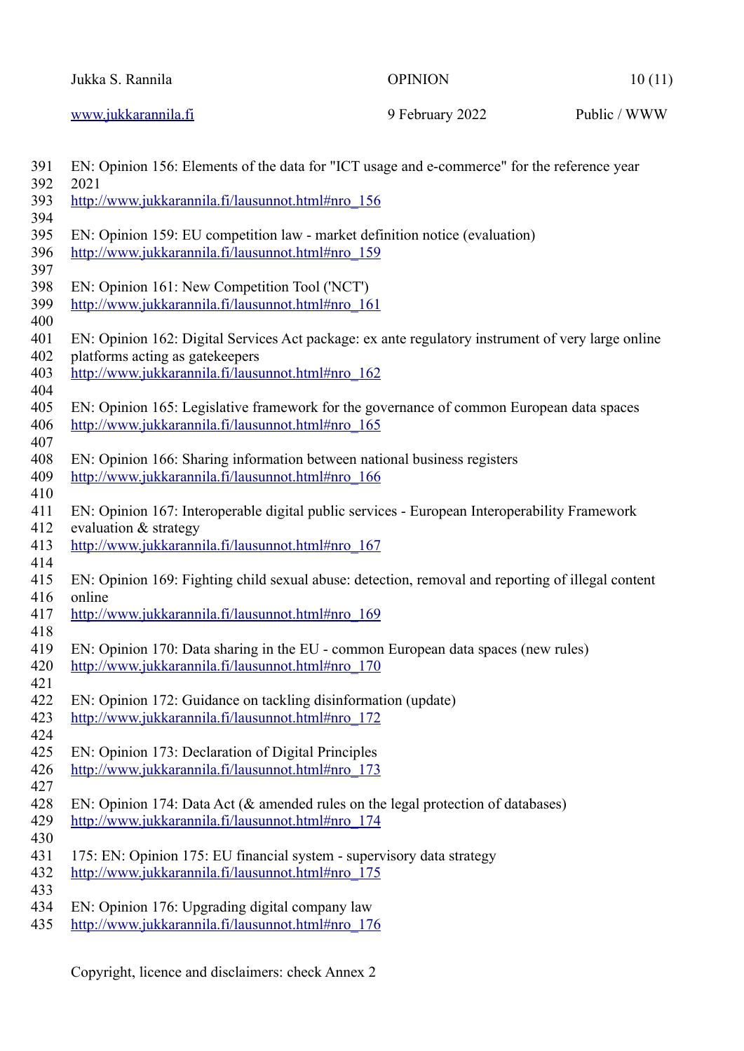EN: Opinion 156: Elements of the data for "ICT usage and e-commerce" for the reference year 2021
http://www.jukkarannila.fi/lausunnot.html#nro_156

EN: Opinion 159: EU competition law - market definition notice (evaluation)
http://www.jukkarannila.fi/lausunnot.html#nro_159

EN: Opinion 161: New Competition Tool ('NCT')
http://www.jukkarannila.fi/lausunnot.html#nro_161

EN: Opinion 162: Digital Services Act package: ex ante regulatory instrument of very large online platforms acting as gatekeepers
http://www.jukkarannila.fi/lausunnot.html#nro_162

EN: Opinion 165: Legislative framework for the governance of common European data spaces
http://www.jukkarannila.fi/lausunnot.html#nro_165

EN: Opinion 166: Sharing information between national business registers
http://www.jukkarannila.fi/lausunnot.html#nro_166

EN: Opinion 167: Interoperable digital public services - European Interoperability Framework evaluation & strategy
http://www.jukkarannila.fi/lausunnot.html#nro_167

EN: Opinion 169: Fighting child sexual abuse: detection, removal and reporting of illegal content online
http://www.jukkarannila.fi/lausunnot.html#nro_169

EN: Opinion 170: Data sharing in the EU - common European data spaces (new rules)
http://www.jukkarannila.fi/lausunnot.html#nro_170

EN: Opinion 172: Guidance on tackling disinformation (update)
http://www.jukkarannila.fi/lausunnot.html#nro_172

EN: Opinion 173: Declaration of Digital Principles
http://www.jukkarannila.fi/lausunnot.html#nro_173

EN: Opinion 174: Data Act (& amended rules on the legal protection of databases)
http://www.jukkarannila.fi/lausunnot.html#nro_174

175: EN: Opinion 175: EU financial system - supervisory data strategy
http://www.jukkarannila.fi/lausunnot.html#nro_175

EN: Opinion 176: Upgrading digital company law
http://www.jukkarannila.fi/lausunnot.html#nro_176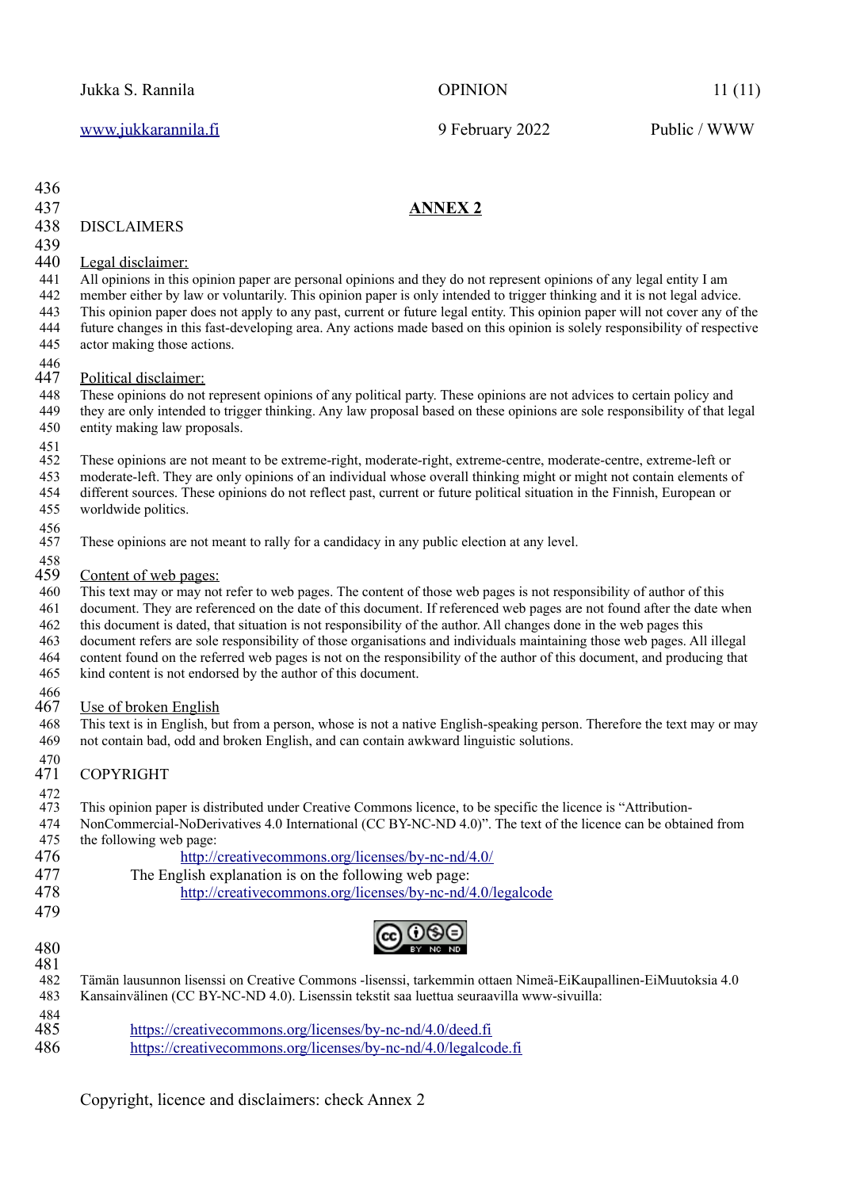## ANNEX 2

DISCLAIMERS

Legal disclaimer:

All opinions in this opinion paper are personal opinions and they do not represent opinions of any legal entity I am member either by law or voluntarily. This opinion paper is only intended to trigger thinking and it is not legal advice. This opinion paper does not apply to any past, current or future legal entity. This opinion paper will not cover any of the future changes in this fast-developing area. Any actions made based on this opinion is solely responsibility of respective actor making those actions.

Political disclaimer:

These opinions do not represent opinions of any political party. These opinions are not advices to certain policy and they are only intended to trigger thinking. Any law proposal based on these opinions are sole responsibility of that legal entity making law proposals.

These opinions are not meant to be extreme-right, moderate-right, extreme-centre, moderate-centre, extreme-left or moderate-left. They are only opinions of an individual whose overall thinking might or might not contain elements of different sources. These opinions do not reflect past, current or future political situation in the Finnish, European or worldwide politics.

These opinions are not meant to rally for a candidacy in any public election at any level.

Content of web pages:

This text may or may not refer to web pages. The content of those web pages is not responsibility of author of this document. They are referenced on the date of this document. If referenced web pages are not found after the date when this document is dated, that situation is not responsibility of the author. All changes done in the web pages this document refers are sole responsibility of those organisations and individuals maintaining those web pages. All illegal content found on the referred web pages is not on the responsibility of the author of this document, and producing that kind content is not endorsed by the author of this document.

Use of broken English

This text is in English, but from a person, whose is not a native English-speaking person. Therefore the text may or may not contain bad, odd and broken English, and can contain awkward linguistic solutions.

COPYRIGHT

This opinion paper is distributed under Creative Commons licence, to be specific the licence is "Attribution-NonCommercial-NoDerivatives 4.0 International (CC BY-NC-ND 4.0)". The text of the licence can be obtained from the following web page:

http://creativecommons.org/licenses/by-nc-nd/4.0/

The English explanation is on the following web page:

http://creativecommons.org/licenses/by-nc-nd/4.0/legalcode

Tämän lausunnon lisenssi on Creative Commons -lisenssi, tarkemmin ottaen Nimeä-EiKaupallinen-EiMuutoksia 4.0 Kansainvälinen (CC BY-NC-ND 4.0). Lisenssin tekstit saa luettua seuraavilla www-sivuilla:

https://creativecommons.org/licenses/by-nc-nd/4.0/deed.fi

https://creativecommons.org/licenses/by-nc-nd/4.0/legalcode.fi